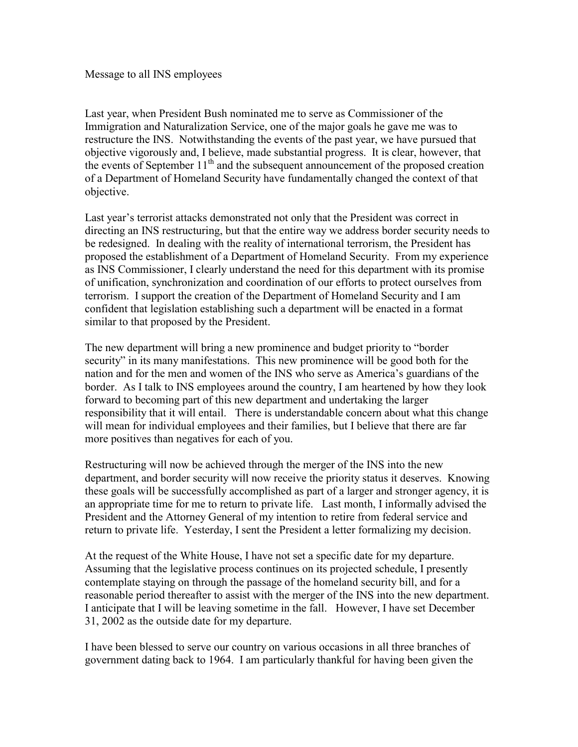Message to all INS employees

Last year, when President Bush nominated me to serve as Commissioner of the Immigration and Naturalization Service, one of the major goals he gave me was to restructure the INS. Notwithstanding the events of the past year, we have pursued that objective vigorously and, I believe, made substantial progress. It is clear, however, that the events of September 11th and the subsequent announcement of the proposed creation of a Department of Homeland Security have fundamentally changed the context of that objective.

Last year's terrorist attacks demonstrated not only that the President was correct in directing an INS restructuring, but that the entire way we address border security needs to be redesigned. In dealing with the reality of international terrorism, the President has proposed the establishment of a Department of Homeland Security. From my experience as INS Commissioner, I clearly understand the need for this department with its promise of unification, synchronization and coordination of our efforts to protect ourselves from terrorism. I support the creation of the Department of Homeland Security and I am confident that legislation establishing such a department will be enacted in a format similar to that proposed by the President.

The new department will bring a new prominence and budget priority to "border security" in its many manifestations. This new prominence will be good both for the nation and for the men and women of the INS who serve as America's guardians of the border. As I talk to INS employees around the country, I am heartened by how they look forward to becoming part of this new department and undertaking the larger responsibility that it will entail. There is understandable concern about what this change will mean for individual employees and their families, but I believe that there are far more positives than negatives for each of you.

Restructuring will now be achieved through the merger of the INS into the new department, and border security will now receive the priority status it deserves. Knowing these goals will be successfully accomplished as part of a larger and stronger agency, it is an appropriate time for me to return to private life. Last month, I informally advised the President and the Attorney General of my intention to retire from federal service and return to private life. Yesterday, I sent the President a letter formalizing my decision.

At the request of the White House, I have not set a specific date for my departure. Assuming that the legislative process continues on its projected schedule, I presently contemplate staying on through the passage of the homeland security bill, and for a reasonable period thereafter to assist with the merger of the INS into the new department. I anticipate that I will be leaving sometime in the fall. However, I have set December 31, 2002 as the outside date for my departure.

I have been blessed to serve our country on various occasions in all three branches of government dating back to 1964. I am particularly thankful for having been given the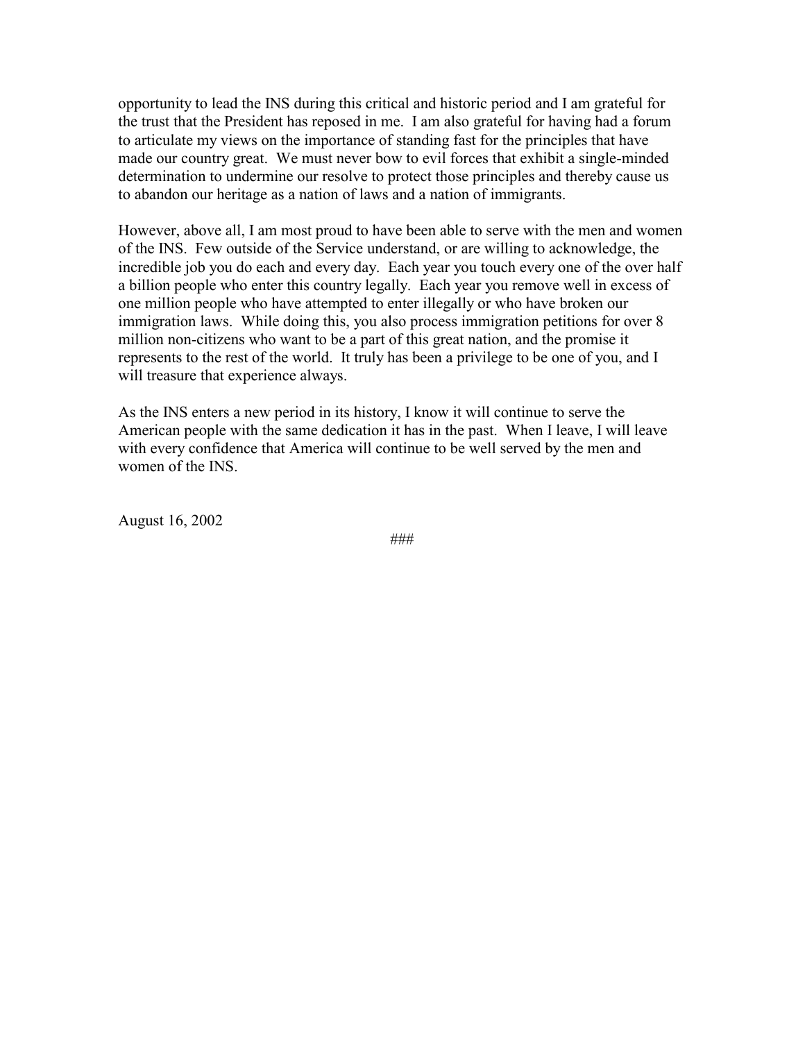opportunity to lead the INS during this critical and historic period and I am grateful for the trust that the President has reposed in me. I am also grateful for having had a forum to articulate my views on the importance of standing fast for the principles that have made our country great. We must never bow to evil forces that exhibit a single-minded determination to undermine our resolve to protect those principles and thereby cause us to abandon our heritage as a nation of laws and a nation of immigrants.

However, above all, I am most proud to have been able to serve with the men and women of the INS. Few outside of the Service understand, or are willing to acknowledge, the incredible job you do each and every day. Each year you touch every one of the over half a billion people who enter this country legally. Each year you remove well in excess of one million people who have attempted to enter illegally or who have broken our immigration laws. While doing this, you also process immigration petitions for over 8 million non-citizens who want to be a part of this great nation, and the promise it represents to the rest of the world. It truly has been a privilege to be one of you, and I will treasure that experience always.

As the INS enters a new period in its history, I know it will continue to serve the American people with the same dedication it has in the past. When I leave, I will leave with every confidence that America will continue to be well served by the men and women of the INS.

August 16, 2002

###